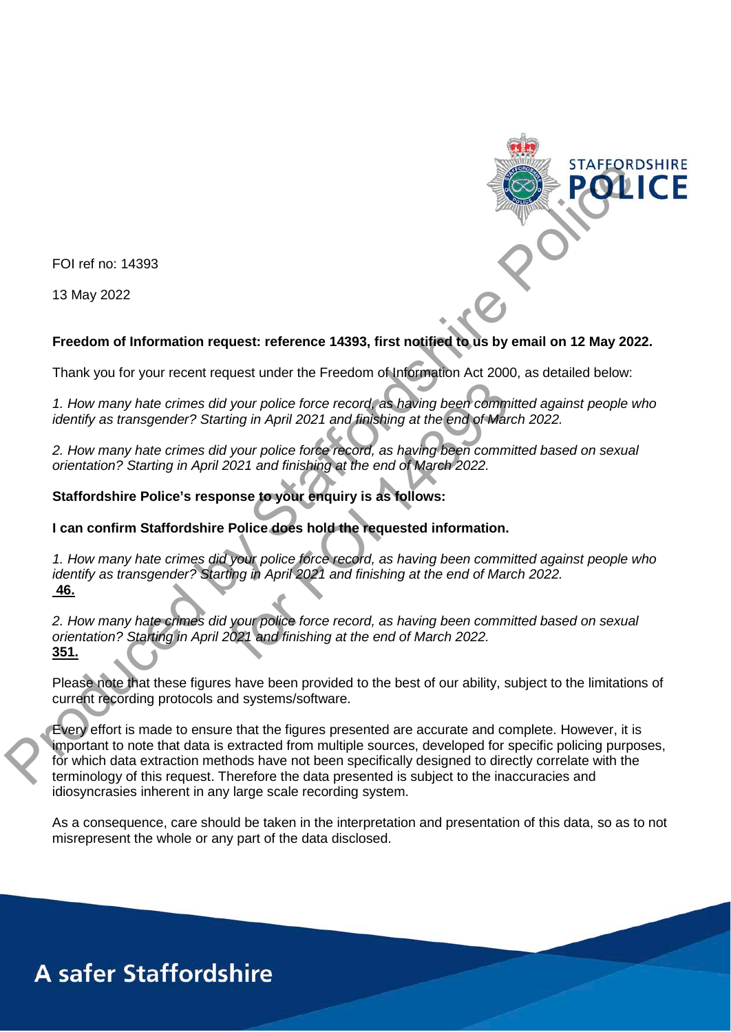FOI ref no: 14393

13 May 2022

**Freedom of Information request: reference 14393, first notified to us by email on 12 May 2022.**

Thank you for your recent request under the Freedom of Information Act 2000, as detailed below:

*1. How many hate crimes did your police force record, as having been committed against people who identify as transgender? Starting in April 2021 and finishing at the end of March 2022.*

*2. How many hate crimes did your police force record, as having been committed based on sexual orientation? Starting in April 2021 and finishing at the end of March 2022.*

**Staffordshire Police's response to your enquiry is as follows:**

**I can confirm Staffordshire Police does hold the requested information.**

*1. How many hate crimes did your police force record, as having been committed against people who identify as transgender? Starting in April 2021 and finishing at the end of March 2022.*
**46.**

*2. How many hate crimes did your police force record, as having been committed based on sexual orientation? Starting in April 2021 and finishing at the end of March 2022.*
**351.**

Please note that these figures have been provided to the best of our ability, subject to the limitations of current recording protocols and systems/software.

Every effort is made to ensure that the figures presented are accurate and complete. However, it is important to note that data is extracted from multiple sources, developed for specific policing purposes, for which data extraction methods have not been specifically designed to directly correlate with the terminology of this request. Therefore the data presented is subject to the inaccuracies and idiosyncrasies inherent in any large scale recording system.

As a consequence, care should be taken in the interpretation and presentation of this data, so as to not misrepresent the whole or any part of the data disclosed.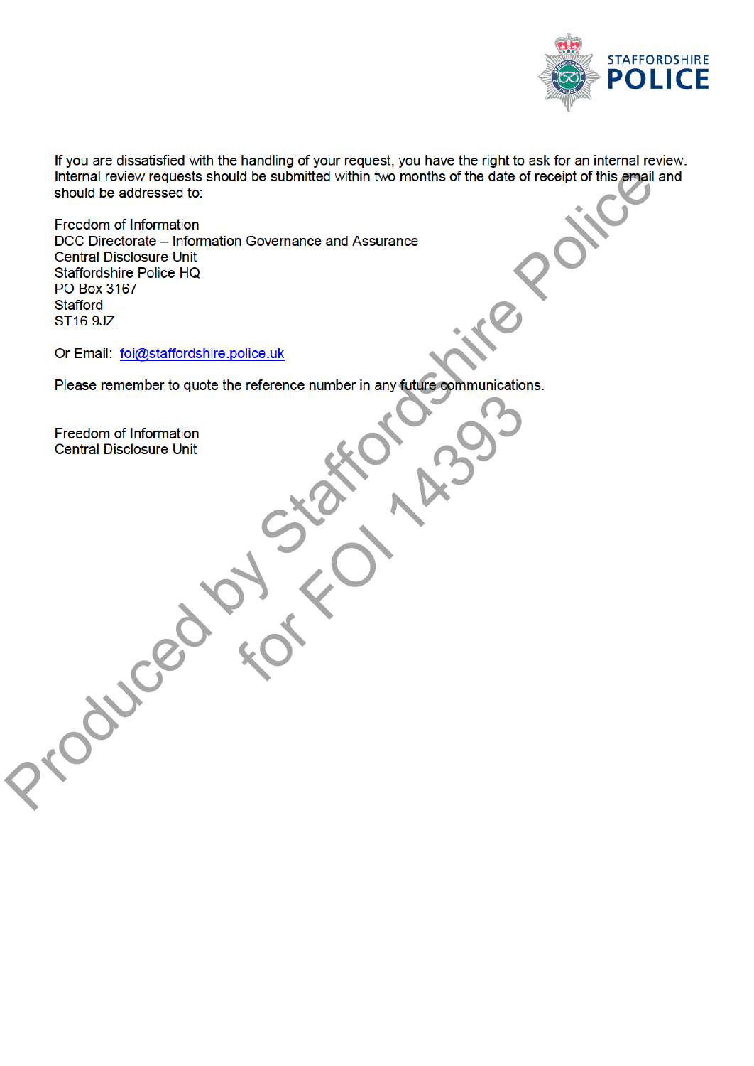If you are dissatisfied with the handling of your request, you have the right to ask for an internal review. Internal review requests should be submitted within two months of the date of receipt of this email and should be addressed to:

Freedom of Information
DCC Directorate – Information Governance and Assurance
Central Disclosure Unit
Staffordshire Police HQ
PO Box 3167
Stafford
ST16 9JZ

Or Email: foi@staffordshire.police.uk

Please remember to quote the reference number in any future communications.

Freedom of Information
Central Disclosure Unit